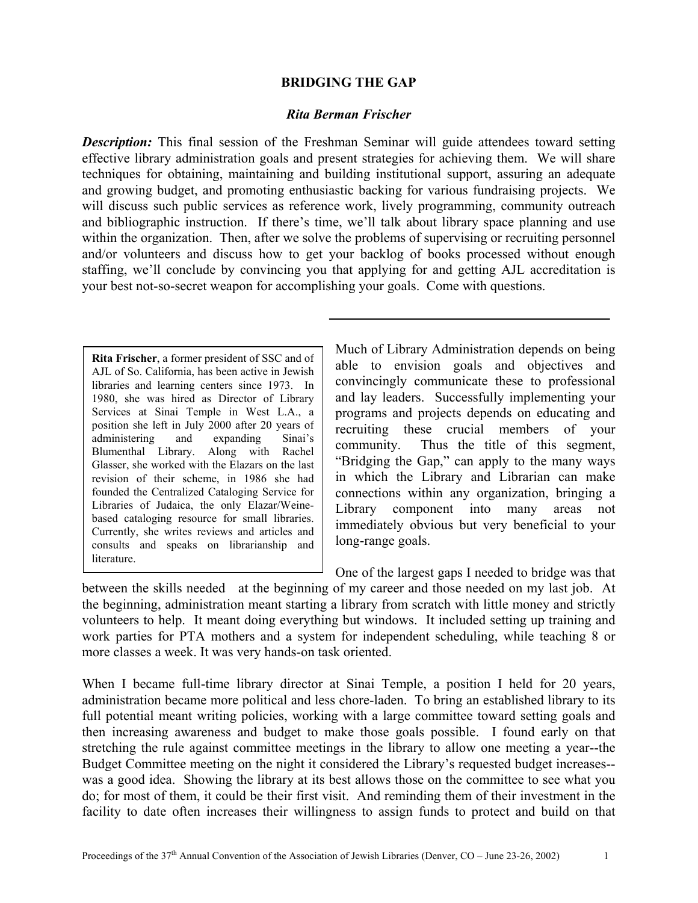# BRIDGING THE GAP

***Rita Berman Frischer***

***Description:*** This final session of the Freshman Seminar will guide attendees toward setting effective library administration goals and present strategies for achieving them. We will share techniques for obtaining, maintaining and building institutional support, assuring an adequate and growing budget, and promoting enthusiastic backing for various fundraising projects. We will discuss such public services as reference work, lively programming, community outreach and bibliographic instruction. If there's time, we'll talk about library space planning and use within the organization. Then, after we solve the problems of supervising or recruiting personnel and/or volunteers and discuss how to get your backlog of books processed without enough staffing, we'll conclude by convincing you that applying for and getting AJL accreditation is your best not-so-secret weapon for accomplishing your goals. Come with questions.

---

**Rita Frischer**, a former president of SSC and of AJL of So. California, has been active in Jewish libraries and learning centers since 1973. In 1980, she was hired as Director of Library Services at Sinai Temple in West L.A., a position she left in July 2000 after 20 years of administering and expanding Sinai's Blumenthal Library. Along with Rachel Glasser, she worked with the Elazars on the last revision of their scheme, in 1986 she had founded the Centralized Cataloging Service for Libraries of Judaica, the only Elazar/Weine-based cataloging resource for small libraries. Currently, she writes reviews and articles and consults and speaks on librarianship and literature.

Much of Library Administration depends on being able to envision goals and objectives and convincingly communicate these to professional and lay leaders. Successfully implementing your programs and projects depends on educating and recruiting these crucial members of your community. Thus the title of this segment, "Bridging the Gap," can apply to the many ways in which the Library and Librarian can make connections within any organization, bringing a Library component into many areas not immediately obvious but very beneficial to your long-range goals.

One of the largest gaps I needed to bridge was that between the skills needed at the beginning of my career and those needed on my last job. At the beginning, administration meant starting a library from scratch with little money and strictly volunteers to help. It meant doing everything but windows. It included setting up training and work parties for PTA mothers and a system for independent scheduling, while teaching 8 or more classes a week. It was very hands-on task oriented.

When I became full-time library director at Sinai Temple, a position I held for 20 years, administration became more political and less chore-laden. To bring an established library to its full potential meant writing policies, working with a large committee toward setting goals and then increasing awareness and budget to make those goals possible. I found early on that stretching the rule against committee meetings in the library to allow one meeting a year--the Budget Committee meeting on the night it considered the Library's requested budget increases--was a good idea. Showing the library at its best allows those on the committee to see what you do; for most of them, it could be their first visit. And reminding them of their investment in the facility to date often increases their willingness to assign funds to protect and build on that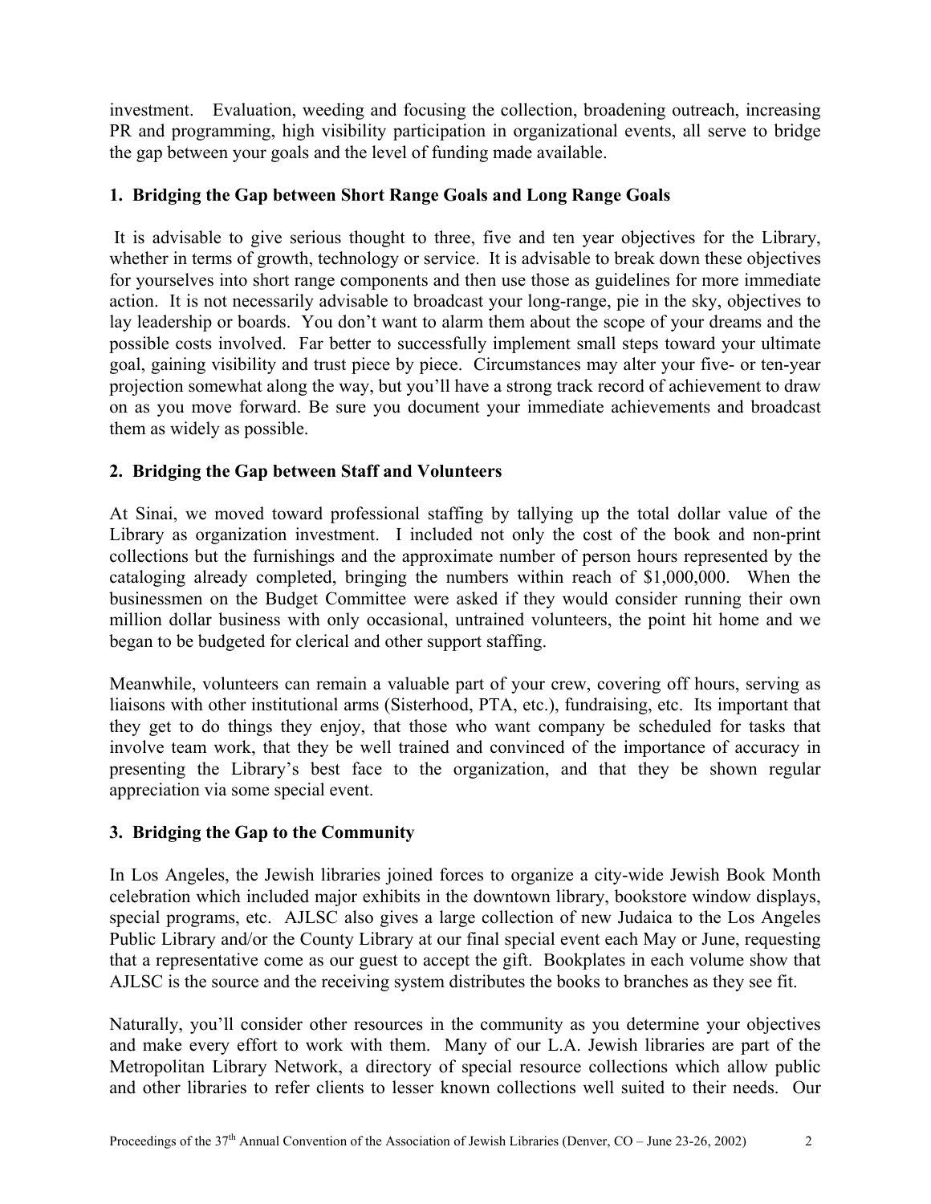investment. Evaluation, weeding and focusing the collection, broadening outreach, increasing PR and programming, high visibility participation in organizational events, all serve to bridge the gap between your goals and the level of funding made available.

**1. Bridging the Gap between Short Range Goals and Long Range Goals**

It is advisable to give serious thought to three, five and ten year objectives for the Library, whether in terms of growth, technology or service. It is advisable to break down these objectives for yourselves into short range components and then use those as guidelines for more immediate action. It is not necessarily advisable to broadcast your long-range, pie in the sky, objectives to lay leadership or boards. You don't want to alarm them about the scope of your dreams and the possible costs involved. Far better to successfully implement small steps toward your ultimate goal, gaining visibility and trust piece by piece. Circumstances may alter your five- or ten-year projection somewhat along the way, but you'll have a strong track record of achievement to draw on as you move forward. Be sure you document your immediate achievements and broadcast them as widely as possible.

**2. Bridging the Gap between Staff and Volunteers**

At Sinai, we moved toward professional staffing by tallying up the total dollar value of the Library as organization investment. I included not only the cost of the book and non-print collections but the furnishings and the approximate number of person hours represented by the cataloging already completed, bringing the numbers within reach of $1,000,000. When the businessmen on the Budget Committee were asked if they would consider running their own million dollar business with only occasional, untrained volunteers, the point hit home and we began to be budgeted for clerical and other support staffing.

Meanwhile, volunteers can remain a valuable part of your crew, covering off hours, serving as liaisons with other institutional arms (Sisterhood, PTA, etc.), fundraising, etc. Its important that they get to do things they enjoy, that those who want company be scheduled for tasks that involve team work, that they be well trained and convinced of the importance of accuracy in presenting the Library's best face to the organization, and that they be shown regular appreciation via some special event.

**3. Bridging the Gap to the Community**

In Los Angeles, the Jewish libraries joined forces to organize a city-wide Jewish Book Month celebration which included major exhibits in the downtown library, bookstore window displays, special programs, etc. AJLSC also gives a large collection of new Judaica to the Los Angeles Public Library and/or the County Library at our final special event each May or June, requesting that a representative come as our guest to accept the gift. Bookplates in each volume show that AJLSC is the source and the receiving system distributes the books to branches as they see fit.

Naturally, you'll consider other resources in the community as you determine your objectives and make every effort to work with them. Many of our L.A. Jewish libraries are part of the Metropolitan Library Network, a directory of special resource collections which allow public and other libraries to refer clients to lesser known collections well suited to their needs. Our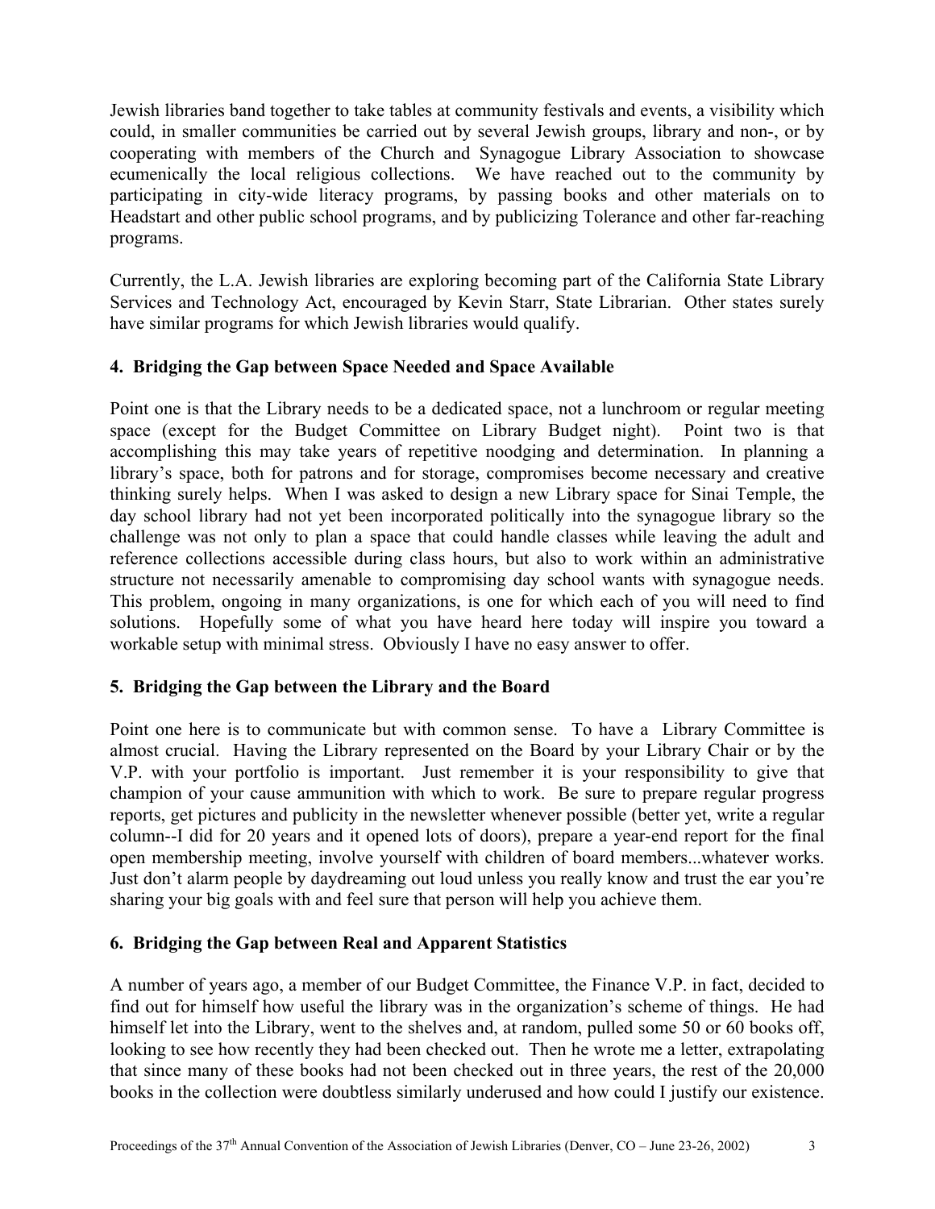Jewish libraries band together to take tables at community festivals and events, a visibility which could, in smaller communities be carried out by several Jewish groups, library and non-, or by cooperating with members of the Church and Synagogue Library Association to showcase ecumenically the local religious collections. We have reached out to the community by participating in city-wide literacy programs, by passing books and other materials on to Headstart and other public school programs, and by publicizing Tolerance and other far-reaching programs.

Currently, the L.A. Jewish libraries are exploring becoming part of the California State Library Services and Technology Act, encouraged by Kevin Starr, State Librarian. Other states surely have similar programs for which Jewish libraries would qualify.

### 4. Bridging the Gap between Space Needed and Space Available

Point one is that the Library needs to be a dedicated space, not a lunchroom or regular meeting space (except for the Budget Committee on Library Budget night). Point two is that accomplishing this may take years of repetitive noodging and determination. In planning a library's space, both for patrons and for storage, compromises become necessary and creative thinking surely helps. When I was asked to design a new Library space for Sinai Temple, the day school library had not yet been incorporated politically into the synagogue library so the challenge was not only to plan a space that could handle classes while leaving the adult and reference collections accessible during class hours, but also to work within an administrative structure not necessarily amenable to compromising day school wants with synagogue needs. This problem, ongoing in many organizations, is one for which each of you will need to find solutions. Hopefully some of what you have heard here today will inspire you toward a workable setup with minimal stress. Obviously I have no easy answer to offer.

### 5. Bridging the Gap between the Library and the Board

Point one here is to communicate but with common sense. To have a Library Committee is almost crucial. Having the Library represented on the Board by your Library Chair or by the V.P. with your portfolio is important. Just remember it is your responsibility to give that champion of your cause ammunition with which to work. Be sure to prepare regular progress reports, get pictures and publicity in the newsletter whenever possible (better yet, write a regular column--I did for 20 years and it opened lots of doors), prepare a year-end report for the final open membership meeting, involve yourself with children of board members...whatever works. Just don't alarm people by daydreaming out loud unless you really know and trust the ear you're sharing your big goals with and feel sure that person will help you achieve them.

### 6. Bridging the Gap between Real and Apparent Statistics

A number of years ago, a member of our Budget Committee, the Finance V.P. in fact, decided to find out for himself how useful the library was in the organization's scheme of things. He had himself let into the Library, went to the shelves and, at random, pulled some 50 or 60 books off, looking to see how recently they had been checked out. Then he wrote me a letter, extrapolating that since many of these books had not been checked out in three years, the rest of the 20,000 books in the collection were doubtless similarly underused and how could I justify our existence.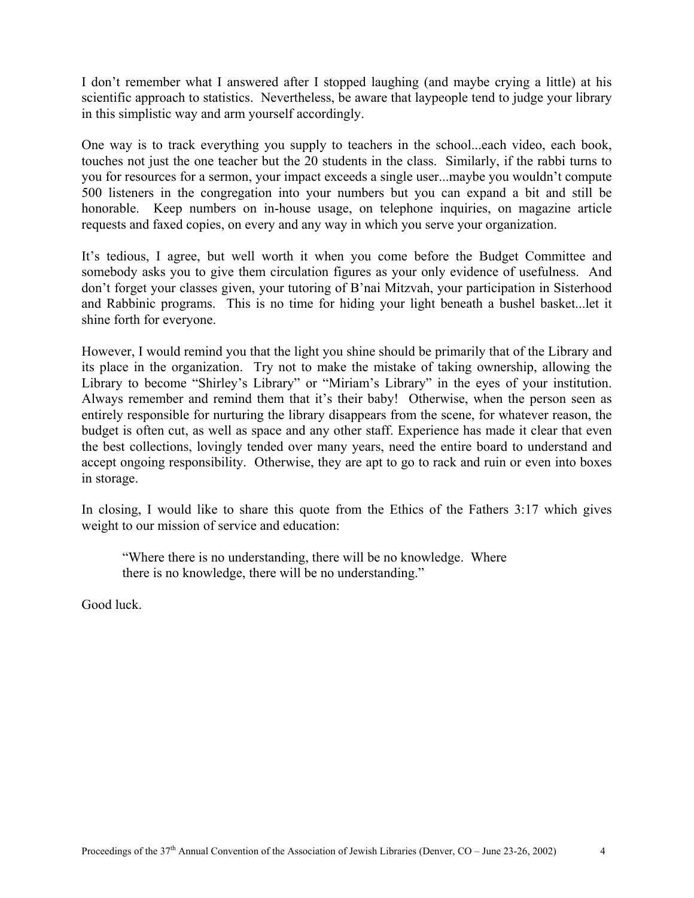I don't remember what I answered after I stopped laughing (and maybe crying a little) at his scientific approach to statistics. Nevertheless, be aware that laypeople tend to judge your library in this simplistic way and arm yourself accordingly.

One way is to track everything you supply to teachers in the school...each video, each book, touches not just the one teacher but the 20 students in the class. Similarly, if the rabbi turns to you for resources for a sermon, your impact exceeds a single user...maybe you wouldn't compute 500 listeners in the congregation into your numbers but you can expand a bit and still be honorable. Keep numbers on in-house usage, on telephone inquiries, on magazine article requests and faxed copies, on every and any way in which you serve your organization.

It's tedious, I agree, but well worth it when you come before the Budget Committee and somebody asks you to give them circulation figures as your only evidence of usefulness. And don't forget your classes given, your tutoring of B'nai Mitzvah, your participation in Sisterhood and Rabbinic programs. This is no time for hiding your light beneath a bushel basket...let it shine forth for everyone.

However, I would remind you that the light you shine should be primarily that of the Library and its place in the organization. Try not to make the mistake of taking ownership, allowing the Library to become "Shirley's Library" or "Miriam's Library" in the eyes of your institution. Always remember and remind them that it's their baby! Otherwise, when the person seen as entirely responsible for nurturing the library disappears from the scene, for whatever reason, the budget is often cut, as well as space and any other staff. Experience has made it clear that even the best collections, lovingly tended over many years, need the entire board to understand and accept ongoing responsibility. Otherwise, they are apt to go to rack and ruin or even into boxes in storage.

In closing, I would like to share this quote from the Ethics of the Fathers 3:17 which gives weight to our mission of service and education:

> "Where there is no understanding, there will be no knowledge. Where there is no knowledge, there will be no understanding."

Good luck.